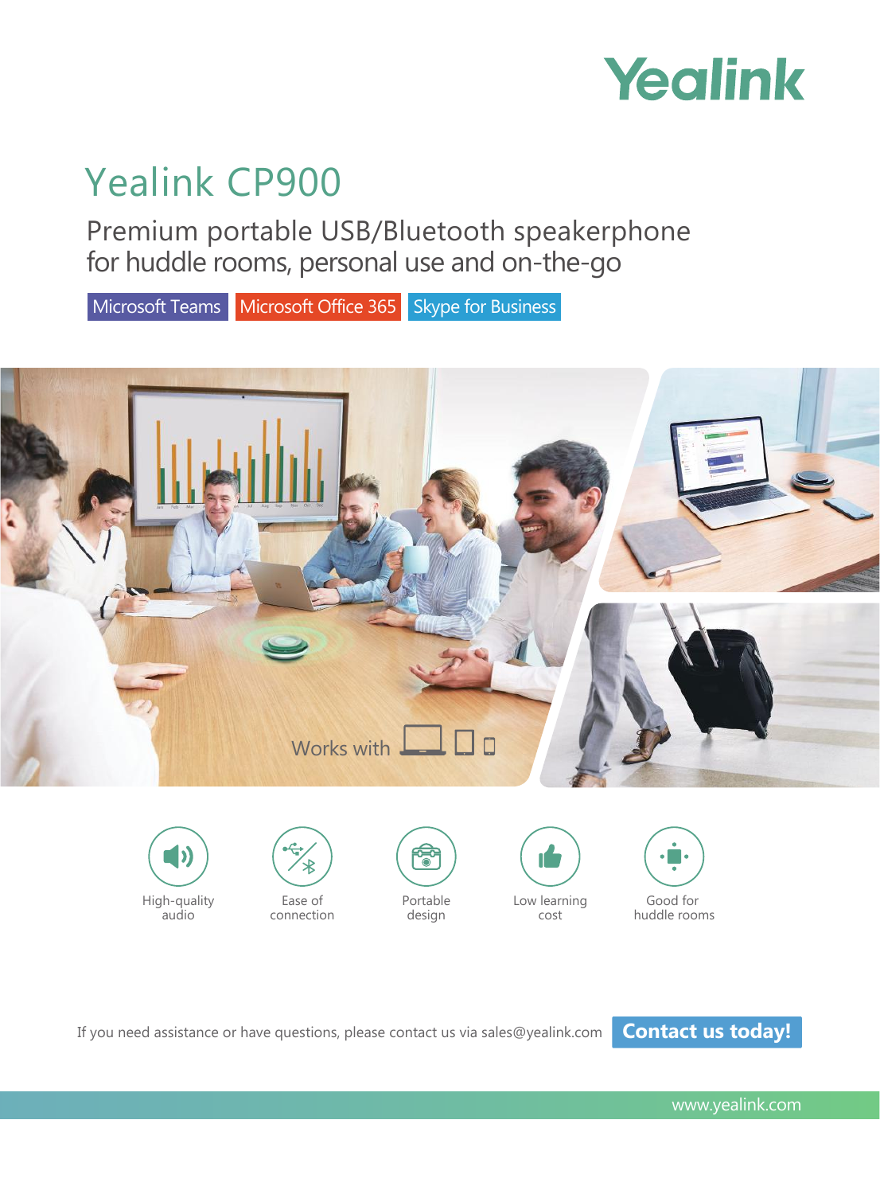Yealink

# Yealink CP900

## Premium portable USB/Bluetooth speakerphone for huddle rooms, personal use and on-the-go

Microsoft Teams | Microsoft Office 365 | Skype for Business

Works with

- High-quality audio
- Ease of connection
- Portable design
- Low learning cost
- Good for huddle rooms

If you need assistance or have questions, please contact us via sales@yealink.com **Contact us today!**

www.yealink.com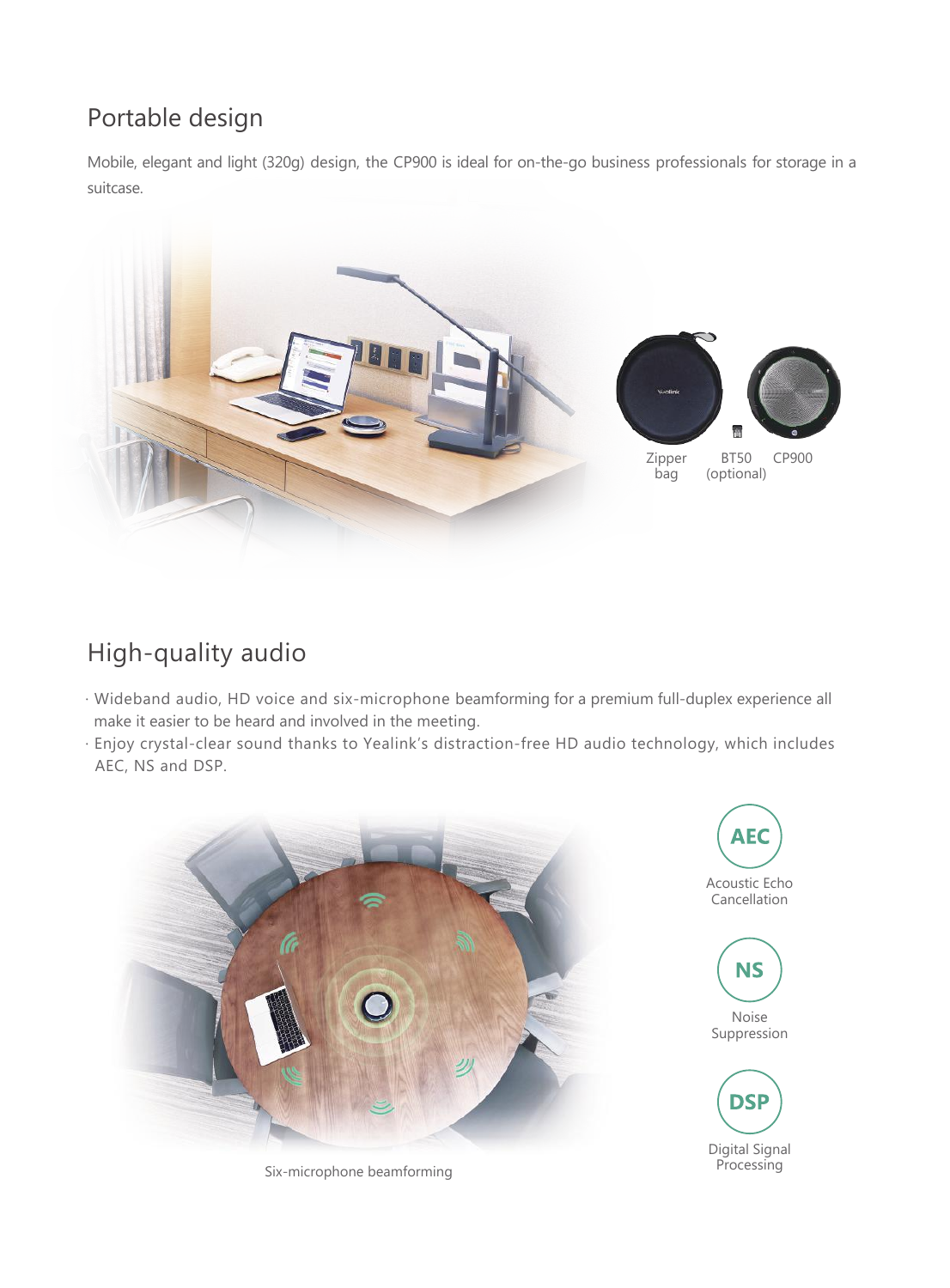## Portable design

Mobile, elegant and light (320g) design, the CP900 is ideal for on-the-go business professionals for storage in a suitcase.

Zipper bag BT50 (optional) CP900

## High-quality audio

- Wideband audio, HD voice and six-microphone beamforming for a premium full-duplex experience all make it easier to be heard and involved in the meeting.
- Enjoy crystal-clear sound thanks to Yealink's distraction-free HD audio technology, which includes AEC, NS and DSP.

Six-microphone beamforming

**AEC** Acoustic Echo Cancellation

**NS** Noise Suppression

**DSP** Digital Signal Processing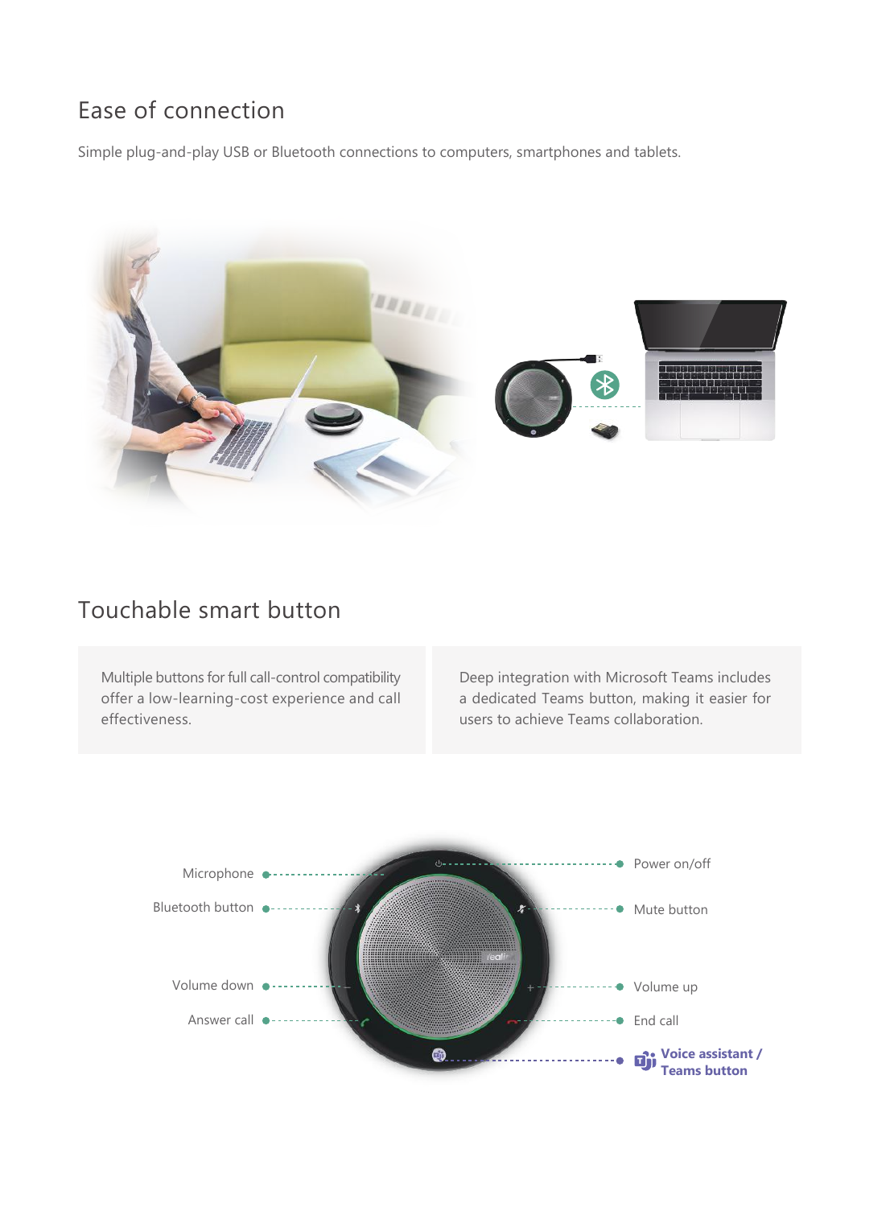## Ease of connection

Simple plug-and-play USB or Bluetooth connections to computers, smartphones and tablets.

## Touchable smart button

Multiple buttons for full call-control compatibility offer a low-learning-cost experience and call effectiveness.

Deep integration with Microsoft Teams includes a dedicated Teams button, making it easier for users to achieve Teams collaboration.

- Microphone
- Bluetooth button
- Volume down
- Answer call
- Power on/off
- Mute button
- Volume up
- End call
- **Voice assistant / Teams button**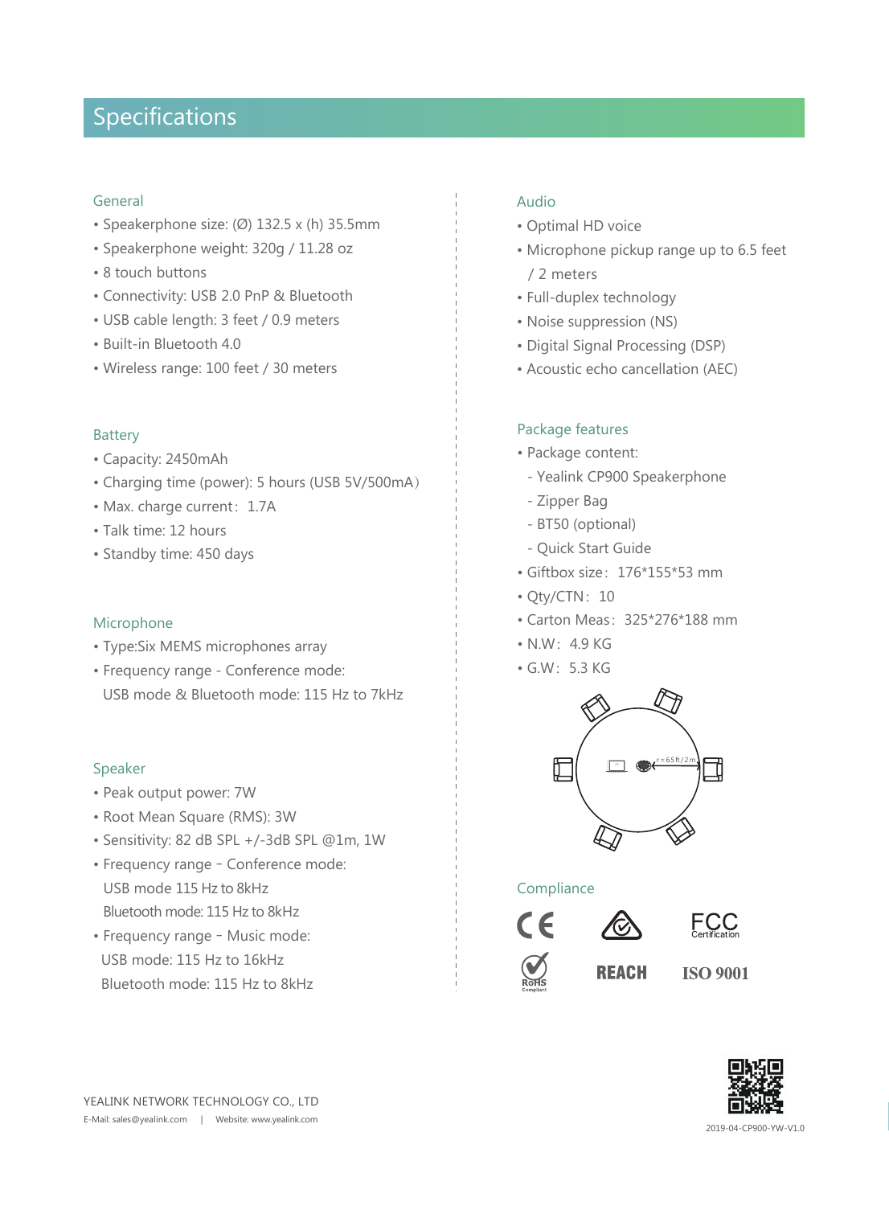# Specifications

## General

- Speakerphone size: (Ø) 132.5 x (h) 35.5mm
- Speakerphone weight: 320g / 11.28 oz
- 8 touch buttons
- Connectivity: USB 2.0 PnP & Bluetooth
- USB cable length: 3 feet / 0.9 meters
- Built-in Bluetooth 4.0
- Wireless range: 100 feet / 30 meters

## Battery

- Capacity: 2450mAh
- Charging time (power): 5 hours (USB 5V/500mA)
- Max. charge current: 1.7A
- Talk time: 12 hours
- Standby time: 450 days

## Microphone

- Type:Six MEMS microphones array
- Frequency range - Conference mode:
  USB mode & Bluetooth mode: 115 Hz to 7kHz

## Speaker

- Peak output power: 7W
- Root Mean Square (RMS): 3W
- Sensitivity: 82 dB SPL +/-3dB SPL @1m, 1W
- Frequency range - Conference mode:
  USB mode 115 Hz to 8kHz
  Bluetooth mode: 115 Hz to 8kHz
- Frequency range - Music mode:
  USB mode: 115 Hz to 16kHz
  Bluetooth mode: 115 Hz to 8kHz

## Audio

- Optimal HD voice
- Microphone pickup range up to 6.5 feet / 2 meters
- Full-duplex technology
- Noise suppression (NS)
- Digital Signal Processing (DSP)
- Acoustic echo cancellation (AEC)

## Package features

- Package content:
  - Yealink CP900 Speakerphone
  - Zipper Bag
  - BT50 (optional)
  - Quick Start Guide
- Giftbox size: 176*155*53 mm
- Qty/CTN: 10
- Carton Meas: 325*276*188 mm
- N.W: 4.9 KG
- G.W: 5.3 KG

r = 6.5 ft / 2 m

## Compliance

CE FCC Certification RoHS Compliant REACH ISO 9001

YEALINK NETWORK TECHNOLOGY CO., LTD

E-Mail: sales@yealink.com | Website: www.yealink.com

2019-04-CP900-YW-V1.0